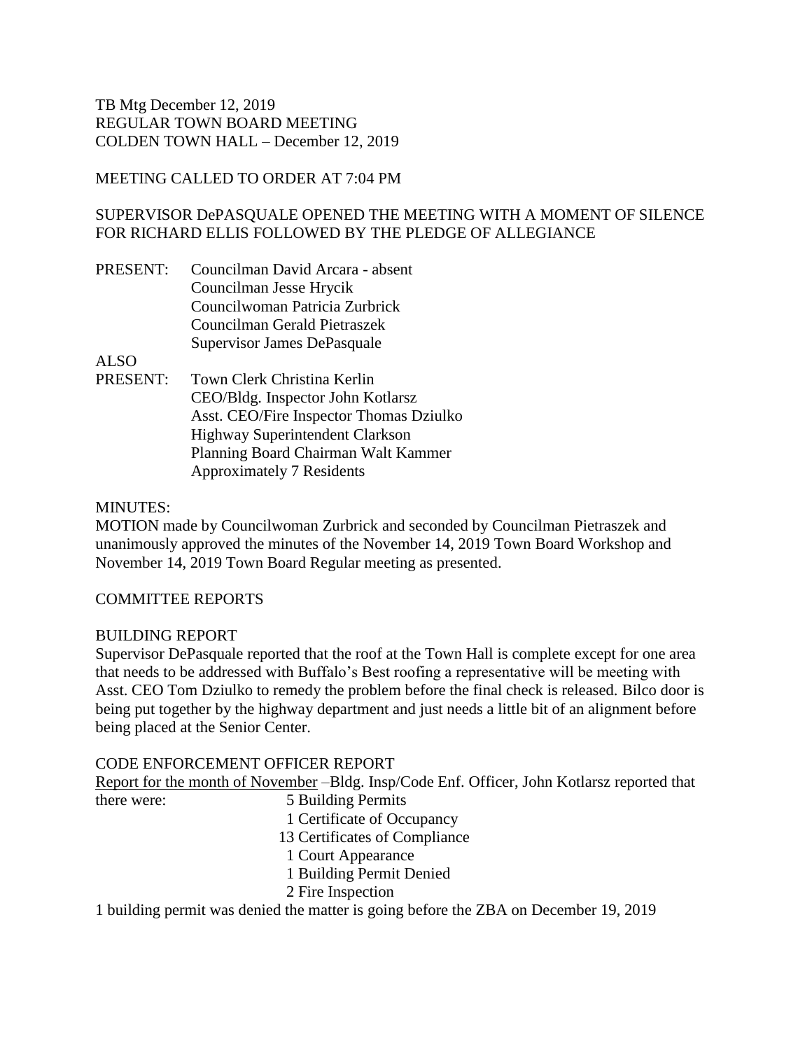TB Mtg December 12, 2019
REGULAR TOWN BOARD MEETING
COLDEN TOWN HALL – December 12, 2019

MEETING CALLED TO ORDER AT 7:04 PM

SUPERVISOR DePASQUALE OPENED THE MEETING WITH A MOMENT OF SILENCE FOR RICHARD ELLIS FOLLOWED BY THE PLEDGE OF ALLEGIANCE

PRESENT: Councilman David Arcara - absent
Councilman Jesse Hrycik
Councilwoman Patricia Zurbrick
Councilman Gerald Pietraszek
Supervisor James DePasquale

ALSO
PRESENT: Town Clerk Christina Kerlin
CEO/Bldg. Inspector John Kotlarsz
Asst. CEO/Fire Inspector Thomas Dziulko
Highway Superintendent Clarkson
Planning Board Chairman Walt Kammer
Approximately 7 Residents

MINUTES:
MOTION made by Councilwoman Zurbrick and seconded by Councilman Pietraszek and unanimously approved the minutes of the November 14, 2019 Town Board Workshop and November 14, 2019 Town Board Regular meeting as presented.

COMMITTEE REPORTS

BUILDING REPORT
Supervisor DePasquale reported that the roof at the Town Hall is complete except for one area that needs to be addressed with Buffalo's Best roofing a representative will be meeting with Asst. CEO Tom Dziulko to remedy the problem before the final check is released. Bilco door is being put together by the highway department and just needs a little bit of an alignment before being placed at the Senior Center.

CODE ENFORCEMENT OFFICER REPORT
Report for the month of November –Bldg. Insp/Code Enf. Officer, John Kotlarsz reported that there were:
5 Building Permits
1 Certificate of Occupancy
13 Certificates of Compliance
1 Court Appearance
1 Building Permit Denied
2 Fire Inspection

1 building permit was denied the matter is going before the ZBA on December 19, 2019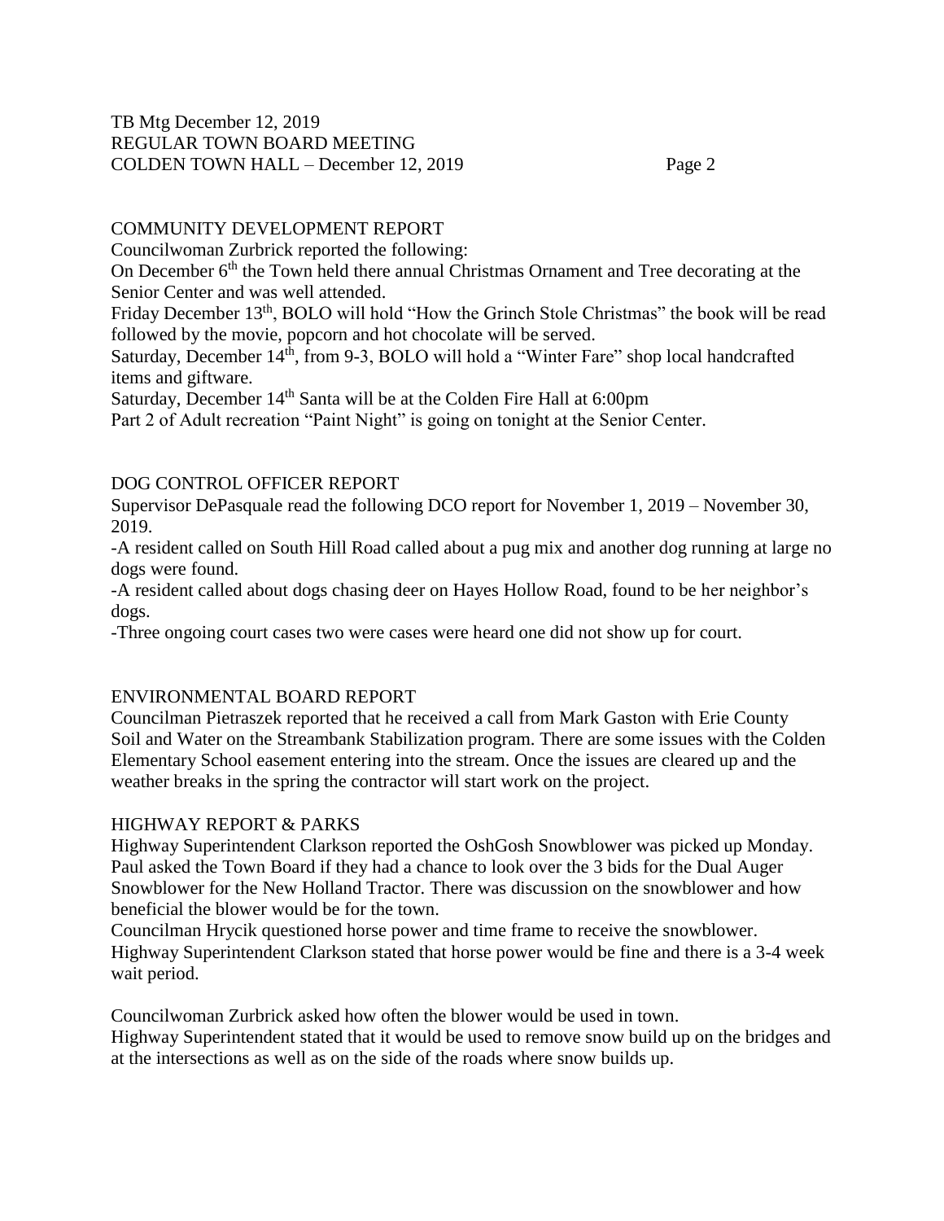## COMMUNITY DEVELOPMENT REPORT

Councilwoman Zurbrick reported the following:

On December 6th the Town held there annual Christmas Ornament and Tree decorating at the Senior Center and was well attended.

Friday December 13th, BOLO will hold "How the Grinch Stole Christmas" the book will be read followed by the movie, popcorn and hot chocolate will be served.

Saturday, December 14th, from 9-3, BOLO will hold a "Winter Fare" shop local handcrafted items and giftware.

Saturday, December 14th Santa will be at the Colden Fire Hall at 6:00pm

Part 2 of Adult recreation "Paint Night" is going on tonight at the Senior Center.

## DOG CONTROL OFFICER REPORT

Supervisor DePasquale read the following DCO report for November 1, 2019 – November 30, 2019.

-A resident called on South Hill Road called about a pug mix and another dog running at large no dogs were found.

-A resident called about dogs chasing deer on Hayes Hollow Road, found to be her neighbor's dogs.

-Three ongoing court cases two were cases were heard one did not show up for court.

## ENVIRONMENTAL BOARD REPORT

Councilman Pietraszek reported that he received a call from Mark Gaston with Erie County Soil and Water on the Streambank Stabilization program. There are some issues with the Colden Elementary School easement entering into the stream. Once the issues are cleared up and the weather breaks in the spring the contractor will start work on the project.

## HIGHWAY REPORT & PARKS

Highway Superintendent Clarkson reported the OshGosh Snowblower was picked up Monday. Paul asked the Town Board if they had a chance to look over the 3 bids for the Dual Auger Snowblower for the New Holland Tractor. There was discussion on the snowblower and how beneficial the blower would be for the town.

Councilman Hrycik questioned horse power and time frame to receive the snowblower.

Highway Superintendent Clarkson stated that horse power would be fine and there is a 3-4 week wait period.

Councilwoman Zurbrick asked how often the blower would be used in town.

Highway Superintendent stated that it would be used to remove snow build up on the bridges and at the intersections as well as on the side of the roads where snow builds up.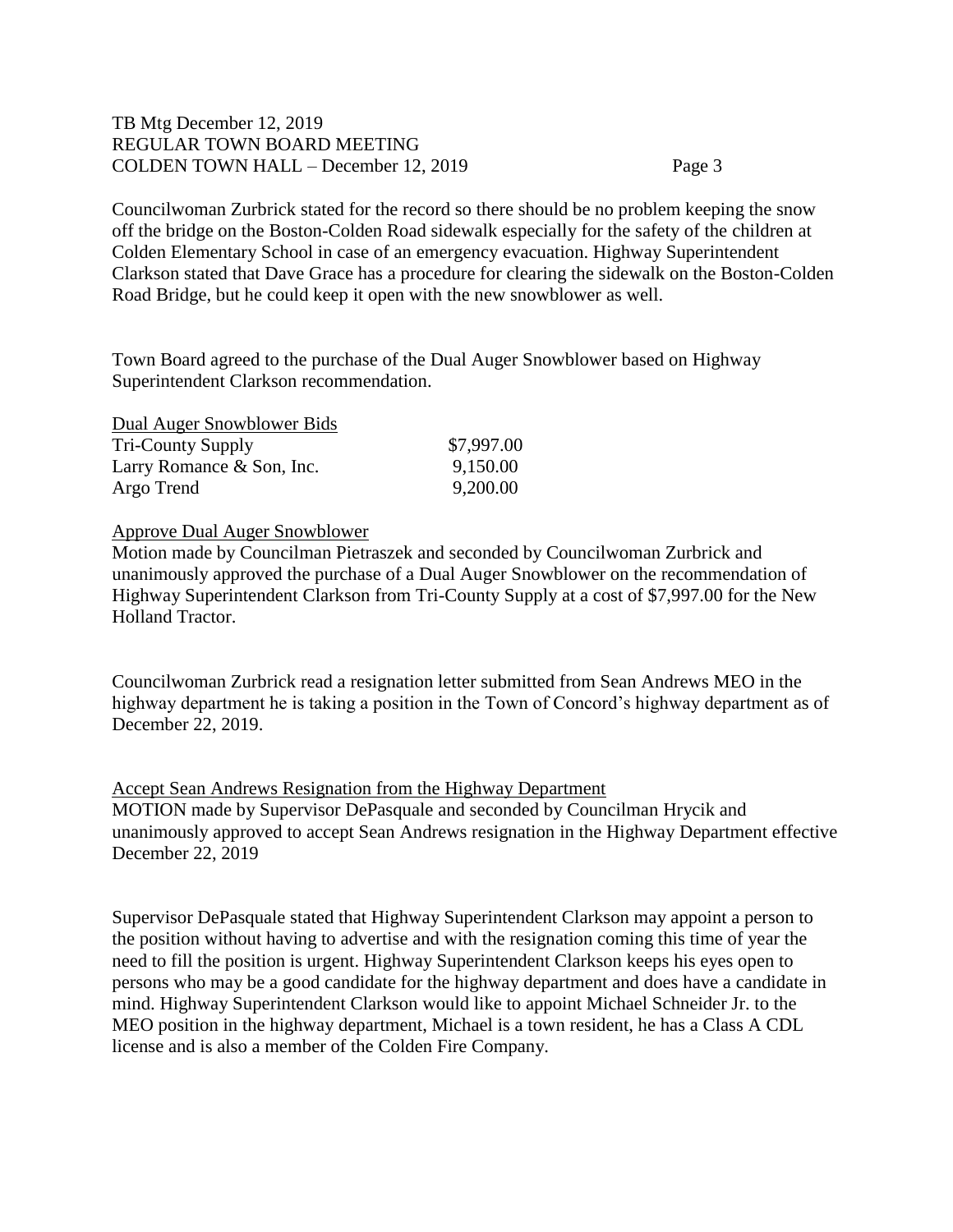Councilwoman Zurbrick stated for the record so there should be no problem keeping the snow off the bridge on the Boston-Colden Road sidewalk especially for the safety of the children at Colden Elementary School in case of an emergency evacuation. Highway Superintendent Clarkson stated that Dave Grace has a procedure for clearing the sidewalk on the Boston-Colden Road Bridge, but he could keep it open with the new snowblower as well.

Town Board agreed to the purchase of the Dual Auger Snowblower based on Highway Superintendent Clarkson recommendation.

| Dual Auger Snowblower Bids | |
|---|---|
| Tri-County Supply | $7,997.00 |
| Larry Romance & Son, Inc. | 9,150.00 |
| Argo Trend | 9,200.00 |

Approve Dual Auger Snowblower

Motion made by Councilman Pietraszek and seconded by Councilwoman Zurbrick and unanimously approved the purchase of a Dual Auger Snowblower on the recommendation of Highway Superintendent Clarkson from Tri-County Supply at a cost of $7,997.00 for the New Holland Tractor.

Councilwoman Zurbrick read a resignation letter submitted from Sean Andrews MEO in the highway department he is taking a position in the Town of Concord's highway department as of December 22, 2019.

Accept Sean Andrews Resignation from the Highway Department

MOTION made by Supervisor DePasquale and seconded by Councilman Hrycik and unanimously approved to accept Sean Andrews resignation in the Highway Department effective December 22, 2019

Supervisor DePasquale stated that Highway Superintendent Clarkson may appoint a person to the position without having to advertise and with the resignation coming this time of year the need to fill the position is urgent. Highway Superintendent Clarkson keeps his eyes open to persons who may be a good candidate for the highway department and does have a candidate in mind. Highway Superintendent Clarkson would like to appoint Michael Schneider Jr. to the MEO position in the highway department, Michael is a town resident, he has a Class A CDL license and is also a member of the Colden Fire Company.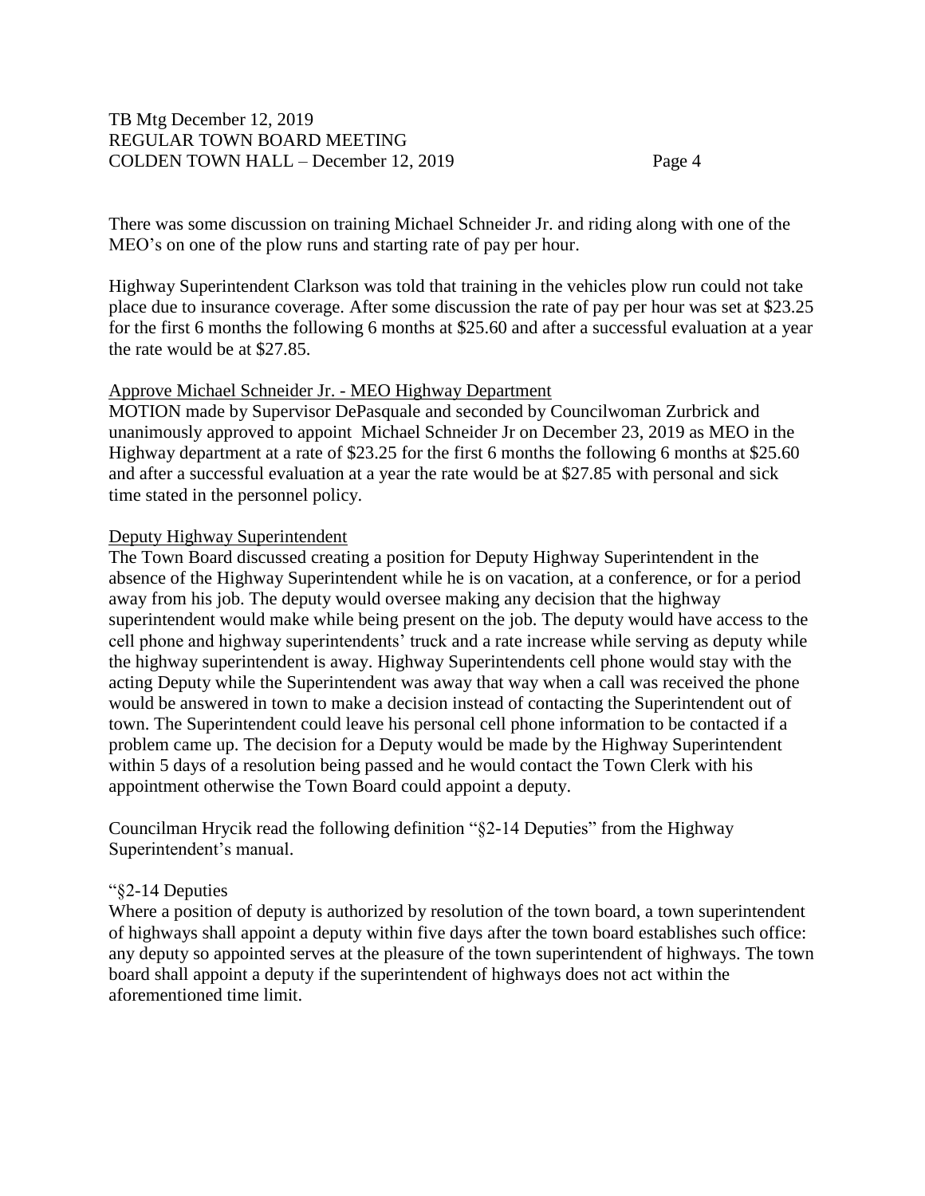There was some discussion on training Michael Schneider Jr. and riding along with one of the MEO's on one of the plow runs and starting rate of pay per hour.

Highway Superintendent Clarkson was told that training in the vehicles plow run could not take place due to insurance coverage. After some discussion the rate of pay per hour was set at $23.25 for the first 6 months the following 6 months at $25.60 and after a successful evaluation at a year the rate would be at $27.85.

Approve Michael Schneider Jr. - MEO Highway Department

MOTION made by Supervisor DePasquale and seconded by Councilwoman Zurbrick and unanimously approved to appoint Michael Schneider Jr on December 23, 2019 as MEO in the Highway department at a rate of $23.25 for the first 6 months the following 6 months at $25.60 and after a successful evaluation at a year the rate would be at $27.85 with personal and sick time stated in the personnel policy.

Deputy Highway Superintendent

The Town Board discussed creating a position for Deputy Highway Superintendent in the absence of the Highway Superintendent while he is on vacation, at a conference, or for a period away from his job. The deputy would oversee making any decision that the highway superintendent would make while being present on the job. The deputy would have access to the cell phone and highway superintendents' truck and a rate increase while serving as deputy while the highway superintendent is away. Highway Superintendents cell phone would stay with the acting Deputy while the Superintendent was away that way when a call was received the phone would be answered in town to make a decision instead of contacting the Superintendent out of town. The Superintendent could leave his personal cell phone information to be contacted if a problem came up. The decision for a Deputy would be made by the Highway Superintendent within 5 days of a resolution being passed and he would contact the Town Clerk with his appointment otherwise the Town Board could appoint a deputy.

Councilman Hrycik read the following definition "§2-14 Deputies" from the Highway Superintendent's manual.

"§2-14 Deputies

Where a position of deputy is authorized by resolution of the town board, a town superintendent of highways shall appoint a deputy within five days after the town board establishes such office: any deputy so appointed serves at the pleasure of the town superintendent of highways. The town board shall appoint a deputy if the superintendent of highways does not act within the aforementioned time limit.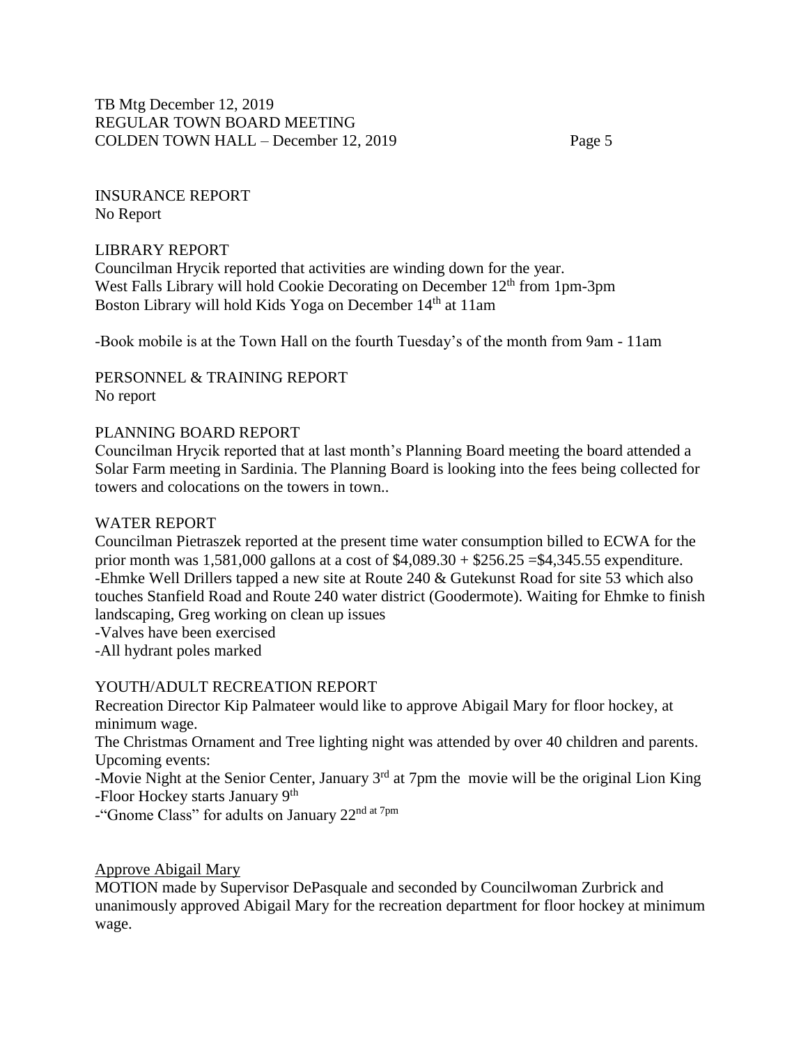INSURANCE REPORT
No Report

LIBRARY REPORT
Councilman Hrycik reported that activities are winding down for the year.
West Falls Library will hold Cookie Decorating on December 12th from 1pm-3pm
Boston Library will hold Kids Yoga on December 14th at 11am

-Book mobile is at the Town Hall on the fourth Tuesday's of the month from 9am - 11am

PERSONNEL & TRAINING REPORT
No report

PLANNING BOARD REPORT
Councilman Hrycik reported that at last month's Planning Board meeting the board attended a Solar Farm meeting in Sardinia. The Planning Board is looking into the fees being collected for towers and colocations on the towers in town..

WATER REPORT
Councilman Pietraszek reported at the present time water consumption billed to ECWA for the prior month was 1,581,000 gallons at a cost of $4,089.30 + $256.25 =$4,345.55 expenditure.
-Ehmke Well Drillers tapped a new site at Route 240 & Gutekunst Road for site 53 which also touches Stanfield Road and Route 240 water district (Goodermote). Waiting for Ehmke to finish landscaping, Greg working on clean up issues
-Valves have been exercised
-All hydrant poles marked

YOUTH/ADULT RECREATION REPORT
Recreation Director Kip Palmateer would like to approve Abigail Mary for floor hockey, at minimum wage.
The Christmas Ornament and Tree lighting night was attended by over 40 children and parents.
Upcoming events:
-Movie Night at the Senior Center, January 3rd at 7pm the movie will be the original Lion King
-Floor Hockey starts January 9th
-"Gnome Class" for adults on January 22nd at 7pm

Approve Abigail Mary
MOTION made by Supervisor DePasquale and seconded by Councilwoman Zurbrick and unanimously approved Abigail Mary for the recreation department for floor hockey at minimum wage.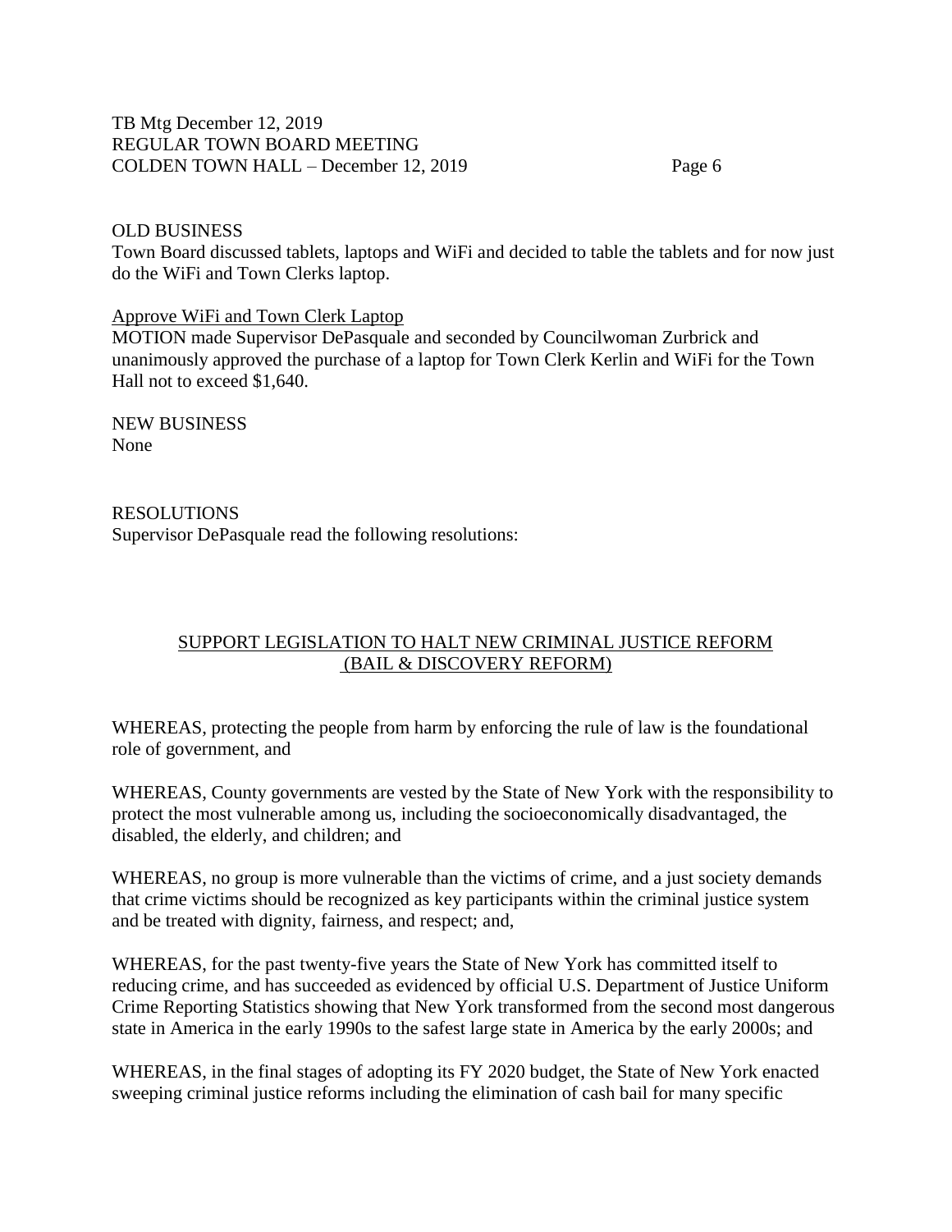OLD BUSINESS

Town Board discussed tablets, laptops and WiFi and decided to table the tablets and for now just do the WiFi and Town Clerks laptop.

Approve WiFi and Town Clerk Laptop

MOTION made Supervisor DePasquale and seconded by Councilwoman Zurbrick and unanimously approved the purchase of a laptop for Town Clerk Kerlin and WiFi for the Town Hall not to exceed $1,640.

NEW BUSINESS

None

RESOLUTIONS

Supervisor DePasquale read the following resolutions:

## SUPPORT LEGISLATION TO HALT NEW CRIMINAL JUSTICE REFORM (BAIL & DISCOVERY REFORM)

WHEREAS, protecting the people from harm by enforcing the rule of law is the foundational role of government, and

WHEREAS, County governments are vested by the State of New York with the responsibility to protect the most vulnerable among us, including the socioeconomically disadvantaged, the disabled, the elderly, and children; and

WHEREAS, no group is more vulnerable than the victims of crime, and a just society demands that crime victims should be recognized as key participants within the criminal justice system and be treated with dignity, fairness, and respect; and,

WHEREAS, for the past twenty-five years the State of New York has committed itself to reducing crime, and has succeeded as evidenced by official U.S. Department of Justice Uniform Crime Reporting Statistics showing that New York transformed from the second most dangerous state in America in the early 1990s to the safest large state in America by the early 2000s; and

WHEREAS, in the final stages of adopting its FY 2020 budget, the State of New York enacted sweeping criminal justice reforms including the elimination of cash bail for many specific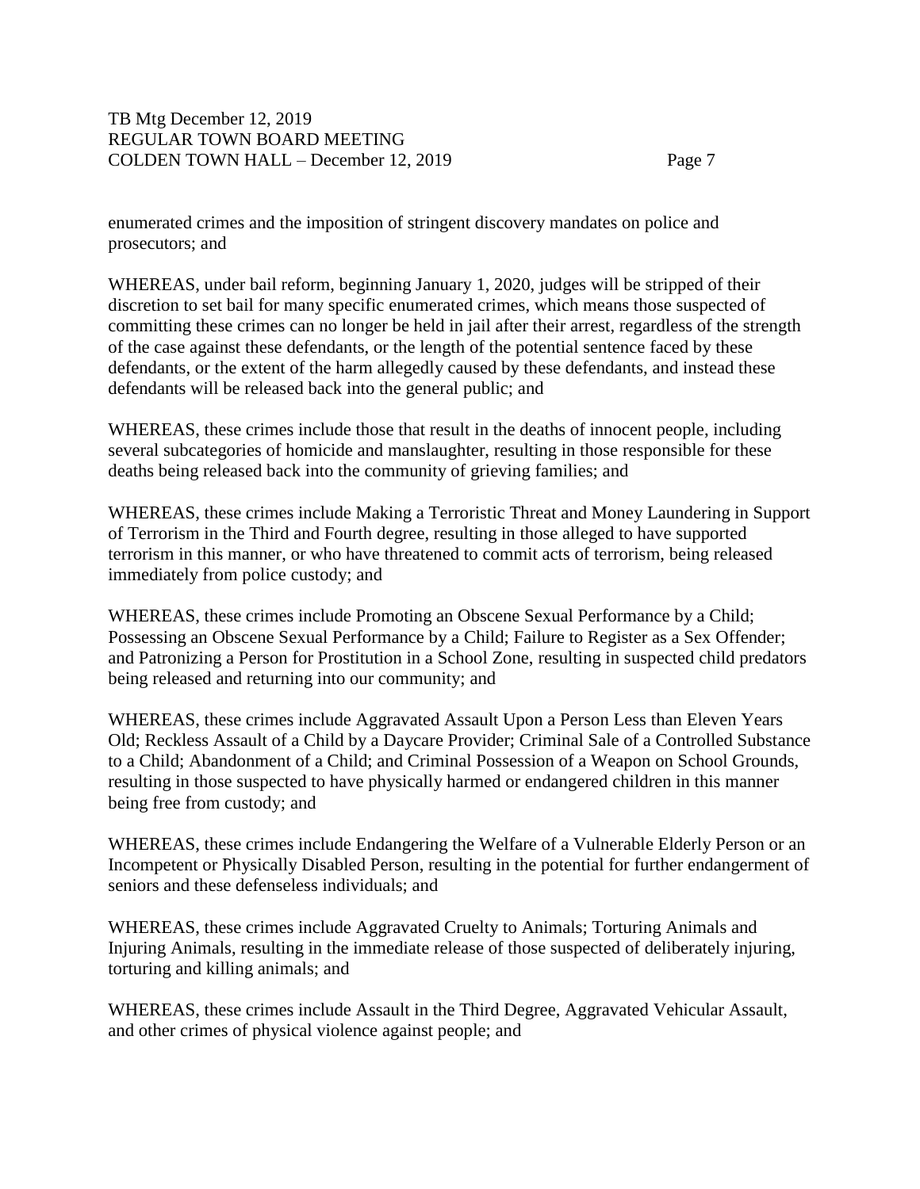enumerated crimes and the imposition of stringent discovery mandates on police and prosecutors; and

WHEREAS, under bail reform, beginning January 1, 2020, judges will be stripped of their discretion to set bail for many specific enumerated crimes, which means those suspected of committing these crimes can no longer be held in jail after their arrest, regardless of the strength of the case against these defendants, or the length of the potential sentence faced by these defendants, or the extent of the harm allegedly caused by these defendants, and instead these defendants will be released back into the general public; and

WHEREAS, these crimes include those that result in the deaths of innocent people, including several subcategories of homicide and manslaughter, resulting in those responsible for these deaths being released back into the community of grieving families; and

WHEREAS, these crimes include Making a Terroristic Threat and Money Laundering in Support of Terrorism in the Third and Fourth degree, resulting in those alleged to have supported terrorism in this manner, or who have threatened to commit acts of terrorism, being released immediately from police custody; and

WHEREAS, these crimes include Promoting an Obscene Sexual Performance by a Child; Possessing an Obscene Sexual Performance by a Child; Failure to Register as a Sex Offender; and Patronizing a Person for Prostitution in a School Zone, resulting in suspected child predators being released and returning into our community; and

WHEREAS, these crimes include Aggravated Assault Upon a Person Less than Eleven Years Old; Reckless Assault of a Child by a Daycare Provider; Criminal Sale of a Controlled Substance to a Child; Abandonment of a Child; and Criminal Possession of a Weapon on School Grounds, resulting in those suspected to have physically harmed or endangered children in this manner being free from custody; and

WHEREAS, these crimes include Endangering the Welfare of a Vulnerable Elderly Person or an Incompetent or Physically Disabled Person, resulting in the potential for further endangerment of seniors and these defenseless individuals; and

WHEREAS, these crimes include Aggravated Cruelty to Animals; Torturing Animals and Injuring Animals, resulting in the immediate release of those suspected of deliberately injuring, torturing and killing animals; and

WHEREAS, these crimes include Assault in the Third Degree, Aggravated Vehicular Assault, and other crimes of physical violence against people; and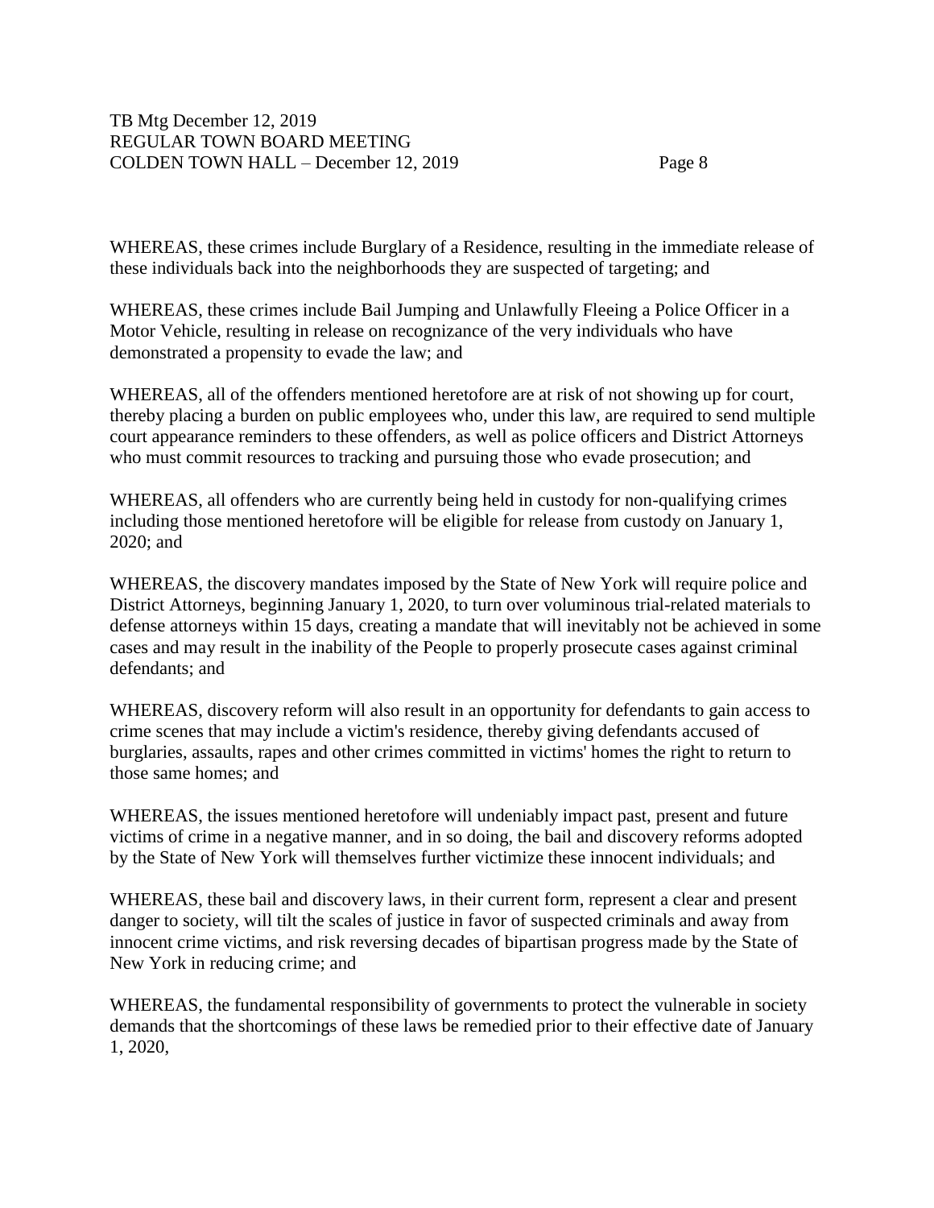WHEREAS, these crimes include Burglary of a Residence, resulting in the immediate release of these individuals back into the neighborhoods they are suspected of targeting; and

WHEREAS, these crimes include Bail Jumping and Unlawfully Fleeing a Police Officer in a Motor Vehicle, resulting in release on recognizance of the very individuals who have demonstrated a propensity to evade the law; and

WHEREAS, all of the offenders mentioned heretofore are at risk of not showing up for court, thereby placing a burden on public employees who, under this law, are required to send multiple court appearance reminders to these offenders, as well as police officers and District Attorneys who must commit resources to tracking and pursuing those who evade prosecution; and

WHEREAS, all offenders who are currently being held in custody for non-qualifying crimes including those mentioned heretofore will be eligible for release from custody on January 1, 2020; and

WHEREAS, the discovery mandates imposed by the State of New York will require police and District Attorneys, beginning January 1, 2020, to turn over voluminous trial-related materials to defense attorneys within 15 days, creating a mandate that will inevitably not be achieved in some cases and may result in the inability of the People to properly prosecute cases against criminal defendants; and

WHEREAS, discovery reform will also result in an opportunity for defendants to gain access to crime scenes that may include a victim's residence, thereby giving defendants accused of burglaries, assaults, rapes and other crimes committed in victims' homes the right to return to those same homes; and

WHEREAS, the issues mentioned heretofore will undeniably impact past, present and future victims of crime in a negative manner, and in so doing, the bail and discovery reforms adopted by the State of New York will themselves further victimize these innocent individuals; and

WHEREAS, these bail and discovery laws, in their current form, represent a clear and present danger to society, will tilt the scales of justice in favor of suspected criminals and away from innocent crime victims, and risk reversing decades of bipartisan progress made by the State of New York in reducing crime; and

WHEREAS, the fundamental responsibility of governments to protect the vulnerable in society demands that the shortcomings of these laws be remedied prior to their effective date of January 1, 2020,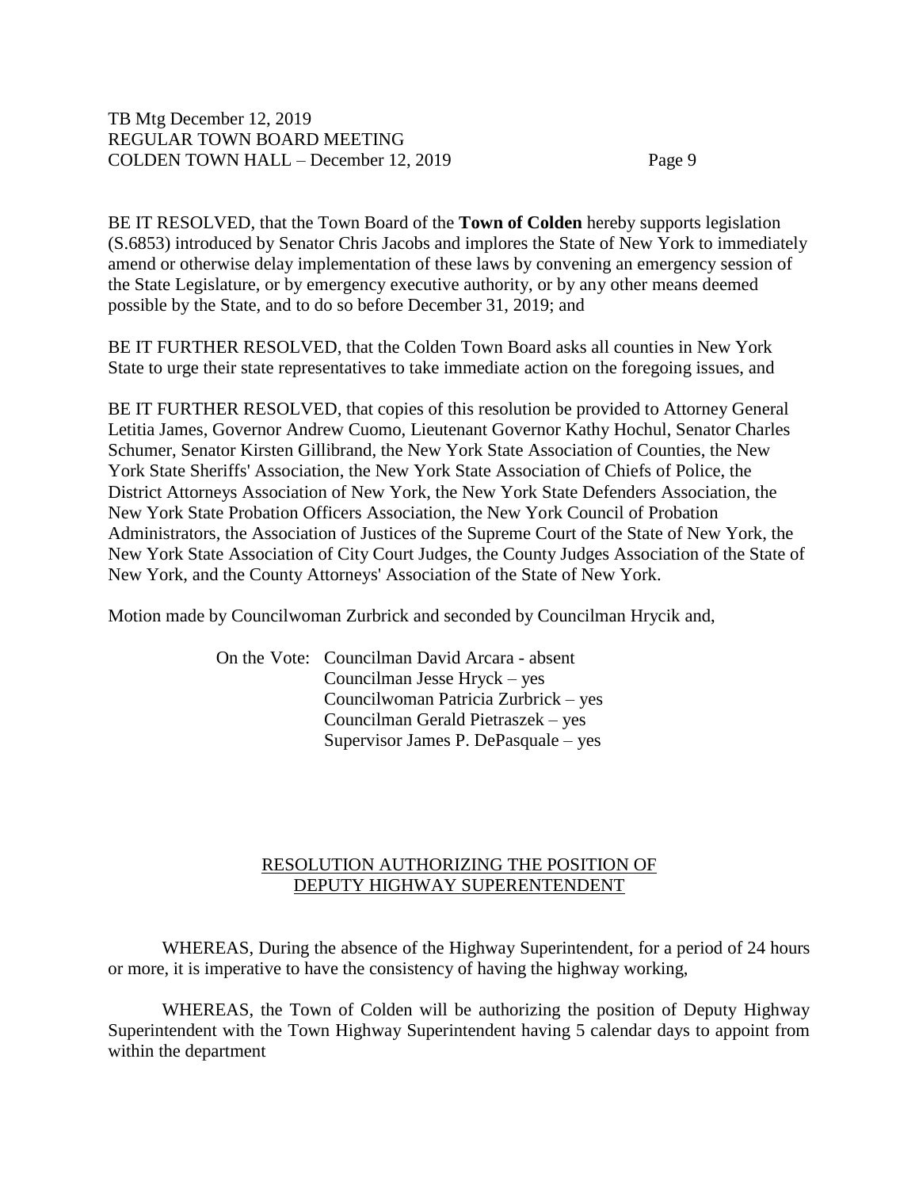BE IT RESOLVED, that the Town Board of the **Town of Colden** hereby supports legislation (S.6853) introduced by Senator Chris Jacobs and implores the State of New York to immediately amend or otherwise delay implementation of these laws by convening an emergency session of the State Legislature, or by emergency executive authority, or by any other means deemed possible by the State, and to do so before December 31, 2019; and

BE IT FURTHER RESOLVED, that the Colden Town Board asks all counties in New York State to urge their state representatives to take immediate action on the foregoing issues, and

BE IT FURTHER RESOLVED, that copies of this resolution be provided to Attorney General Letitia James, Governor Andrew Cuomo, Lieutenant Governor Kathy Hochul, Senator Charles Schumer, Senator Kirsten Gillibrand, the New York State Association of Counties, the New York State Sheriffs' Association, the New York State Association of Chiefs of Police, the District Attorneys Association of New York, the New York State Defenders Association, the New York State Probation Officers Association, the New York Council of Probation Administrators, the Association of Justices of the Supreme Court of the State of New York, the New York State Association of City Court Judges, the County Judges Association of the State of New York, and the County Attorneys' Association of the State of New York.

Motion made by Councilwoman Zurbrick and seconded by Councilman Hrycik and,

On the Vote: Councilman David Arcara - absent
Councilman Jesse Hryck – yes
Councilwoman Patricia Zurbrick – yes
Councilman Gerald Pietraszek – yes
Supervisor James P. DePasquale – yes

## RESOLUTION AUTHORIZING THE POSITION OF DEPUTY HIGHWAY SUPERENTENDENT

WHEREAS, During the absence of the Highway Superintendent, for a period of 24 hours or more, it is imperative to have the consistency of having the highway working,

WHEREAS, the Town of Colden will be authorizing the position of Deputy Highway Superintendent with the Town Highway Superintendent having 5 calendar days to appoint from within the department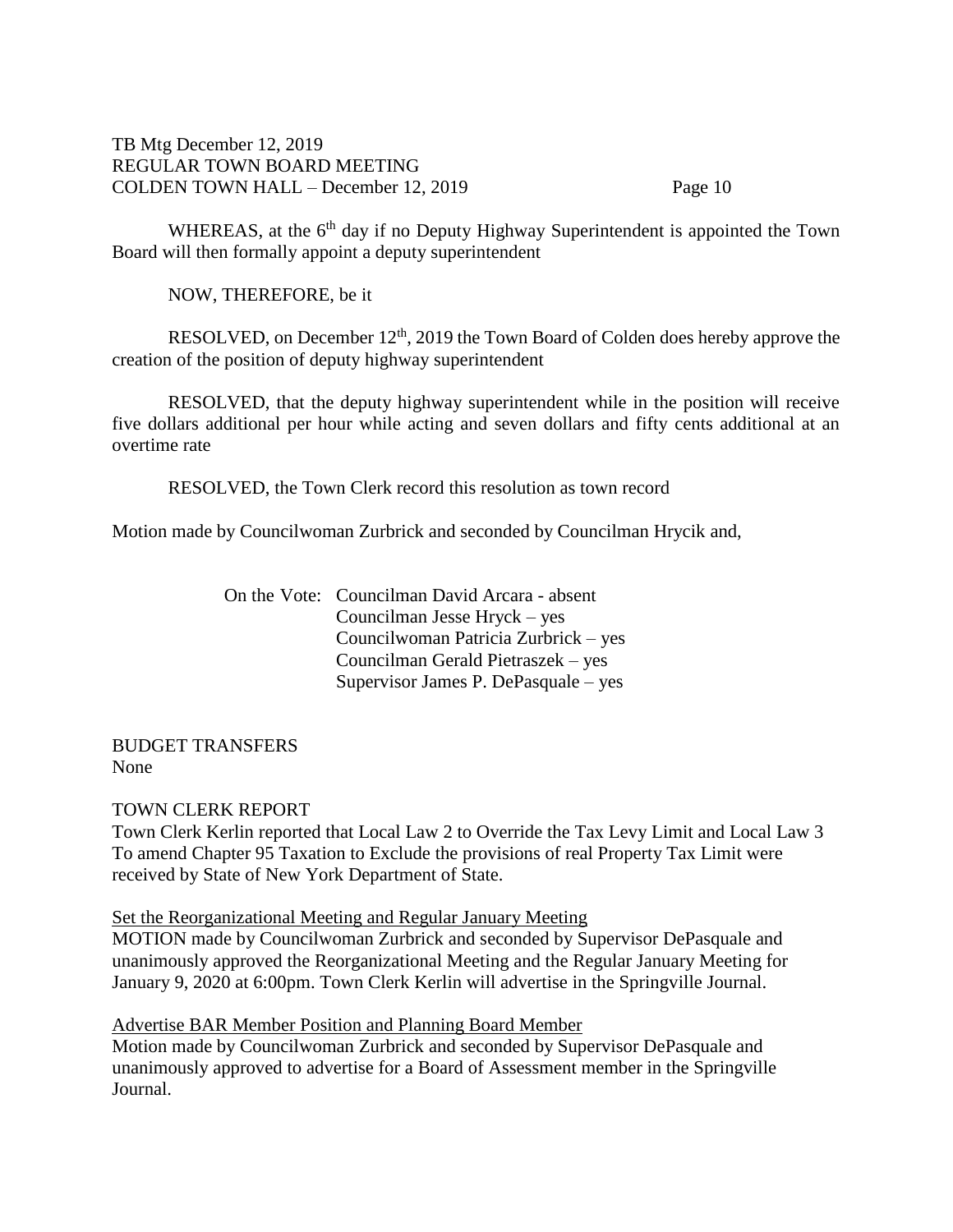WHEREAS, at the 6th day if no Deputy Highway Superintendent is appointed the Town Board will then formally appoint a deputy superintendent

NOW, THEREFORE, be it

RESOLVED, on December 12th, 2019 the Town Board of Colden does hereby approve the creation of the position of deputy highway superintendent

RESOLVED, that the deputy highway superintendent while in the position will receive five dollars additional per hour while acting and seven dollars and fifty cents additional at an overtime rate

RESOLVED, the Town Clerk record this resolution as town record

Motion made by Councilwoman Zurbrick and seconded by Councilman Hrycik and,

On the Vote: Councilman David Arcara - absent
Councilman Jesse Hryck – yes
Councilwoman Patricia Zurbrick – yes
Councilman Gerald Pietraszek – yes
Supervisor James P. DePasquale – yes

BUDGET TRANSFERS
None

TOWN CLERK REPORT
Town Clerk Kerlin reported that Local Law 2 to Override the Tax Levy Limit and Local Law 3 To amend Chapter 95 Taxation to Exclude the provisions of real Property Tax Limit were received by State of New York Department of State.

Set the Reorganizational Meeting and Regular January Meeting
MOTION made by Councilwoman Zurbrick and seconded by Supervisor DePasquale and unanimously approved the Reorganizational Meeting and the Regular January Meeting for January 9, 2020 at 6:00pm. Town Clerk Kerlin will advertise in the Springville Journal.

Advertise BAR Member Position and Planning Board Member
Motion made by Councilwoman Zurbrick and seconded by Supervisor DePasquale and unanimously approved to advertise for a Board of Assessment member in the Springville Journal.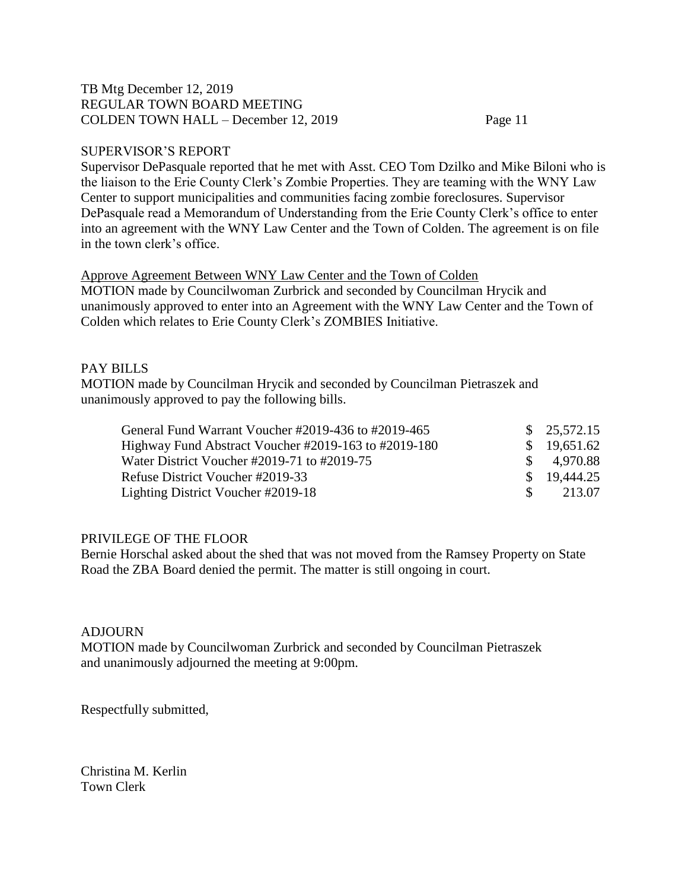SUPERVISOR'S REPORT

Supervisor DePasquale reported that he met with Asst. CEO Tom Dzilko and Mike Biloni who is the liaison to the Erie County Clerk's Zombie Properties. They are teaming with the WNY Law Center to support municipalities and communities facing zombie foreclosures. Supervisor DePasquale read a Memorandum of Understanding from the Erie County Clerk's office to enter into an agreement with the WNY Law Center and the Town of Colden. The agreement is on file in the town clerk's office.

Approve Agreement Between WNY Law Center and the Town of Colden

MOTION made by Councilwoman Zurbrick and seconded by Councilman Hrycik and unanimously approved to enter into an Agreement with the WNY Law Center and the Town of Colden which relates to Erie County Clerk's ZOMBIES Initiative.

PAY BILLS

MOTION made by Councilman Hrycik and seconded by Councilman Pietraszek and unanimously approved to pay the following bills.

| | |
|---|---|
| General Fund Warrant Voucher #2019-436 to #2019-465 | $ 25,572.15 |
| Highway Fund Abstract Voucher #2019-163 to #2019-180 | $ 19,651.62 |
| Water District Voucher #2019-71 to #2019-75 | $ 4,970.88 |
| Refuse District Voucher #2019-33 | $ 19,444.25 |
| Lighting District Voucher #2019-18 | $ 213.07 |

PRIVILEGE OF THE FLOOR

Bernie Horschal asked about the shed that was not moved from the Ramsey Property on State Road the ZBA Board denied the permit. The matter is still ongoing in court.

ADJOURN

MOTION made by Councilwoman Zurbrick and seconded by Councilman Pietraszek and unanimously adjourned the meeting at 9:00pm.

Respectfully submitted,

Christina M. Kerlin
Town Clerk